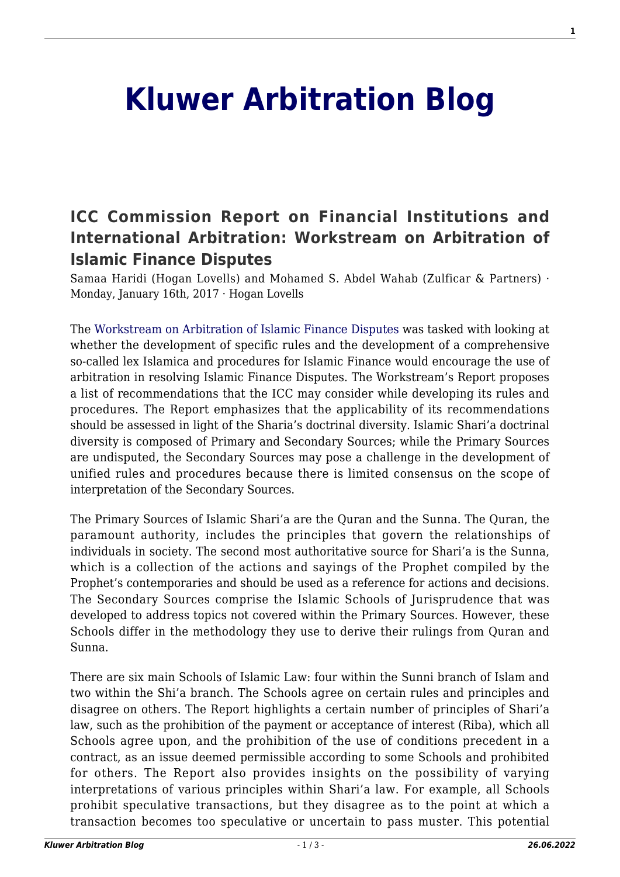# Kluwer Arbitration Blog

## ICC Commission Report on Financial Institutions and International Arbitration: Workstream on Arbitration of Islamic Finance Disputes

Samaa Haridi (Hogan Lovells) and Mohamed S. Abdel Wahab (Zulficar & Partners) · Monday, January 16th, 2017 · Hogan Lovells

The Workstream on Arbitration of Islamic Finance Disputes was tasked with looking at whether the development of specific rules and the development of a comprehensive so-called lex Islamica and procedures for Islamic Finance would encourage the use of arbitration in resolving Islamic Finance Disputes. The Workstream's Report proposes a list of recommendations that the ICC may consider while developing its rules and procedures. The Report emphasizes that the applicability of its recommendations should be assessed in light of the Sharia's doctrinal diversity. Islamic Shari'a doctrinal diversity is composed of Primary and Secondary Sources; while the Primary Sources are undisputed, the Secondary Sources may pose a challenge in the development of unified rules and procedures because there is limited consensus on the scope of interpretation of the Secondary Sources.

The Primary Sources of Islamic Shari'a are the Quran and the Sunna. The Quran, the paramount authority, includes the principles that govern the relationships of individuals in society. The second most authoritative source for Shari'a is the Sunna, which is a collection of the actions and sayings of the Prophet compiled by the Prophet's contemporaries and should be used as a reference for actions and decisions. The Secondary Sources comprise the Islamic Schools of Jurisprudence that was developed to address topics not covered within the Primary Sources. However, these Schools differ in the methodology they use to derive their rulings from Quran and Sunna.

There are six main Schools of Islamic Law: four within the Sunni branch of Islam and two within the Shi'a branch. The Schools agree on certain rules and principles and disagree on others. The Report highlights a certain number of principles of Shari'a law, such as the prohibition of the payment or acceptance of interest (Riba), which all Schools agree upon, and the prohibition of the use of conditions precedent in a contract, as an issue deemed permissible according to some Schools and prohibited for others. The Report also provides insights on the possibility of varying interpretations of various principles within Shari'a law. For example, all Schools prohibit speculative transactions, but they disagree as to the point at which a transaction becomes too speculative or uncertain to pass muster. This potential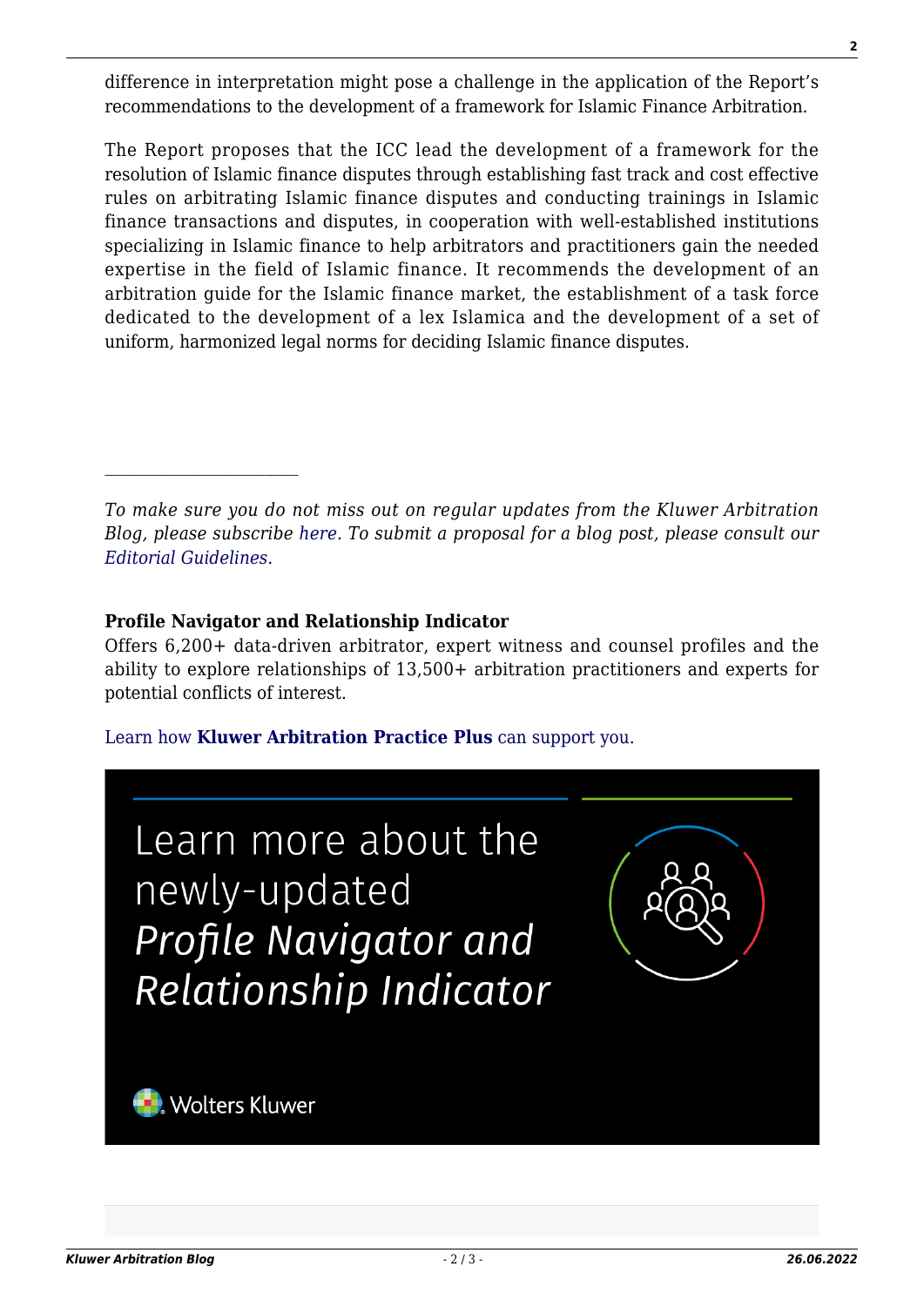difference in interpretation might pose a challenge in the application of the Report's recommendations to the development of a framework for Islamic Finance Arbitration.

The Report proposes that the ICC lead the development of a framework for the resolution of Islamic finance disputes through establishing fast track and cost effective rules on arbitrating Islamic finance disputes and conducting trainings in Islamic finance transactions and disputes, in cooperation with well-established institutions specializing in Islamic finance to help arbitrators and practitioners gain the needed expertise in the field of Islamic finance. It recommends the development of an arbitration guide for the Islamic finance market, the establishment of a task force dedicated to the development of a lex Islamica and the development of a set of uniform, harmonized legal norms for deciding Islamic finance disputes.

---

*To make sure you do not miss out on regular updates from the Kluwer Arbitration Blog, please subscribe here. To submit a proposal for a blog post, please consult our Editorial Guidelines.*

**Profile Navigator and Relationship Indicator**
Offers 6,200+ data-driven arbitrator, expert witness and counsel profiles and the ability to explore relationships of 13,500+ arbitration practitioners and experts for potential conflicts of interest.

Learn how **Kluwer Arbitration Practice Plus** can support you.

Learn more about the newly-updated *Profile Navigator and Relationship Indicator*

Wolters Kluwer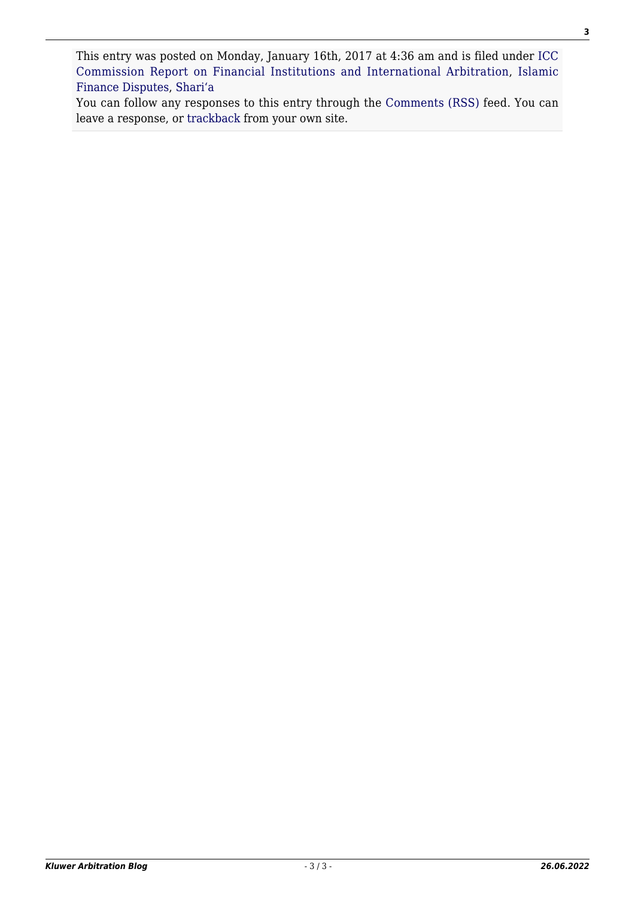This entry was posted on Monday, January 16th, 2017 at 4:36 am and is filed under ICC Commission Report on Financial Institutions and International Arbitration, Islamic Finance Disputes, Shari'a

You can follow any responses to this entry through the Comments (RSS) feed. You can leave a response, or trackback from your own site.